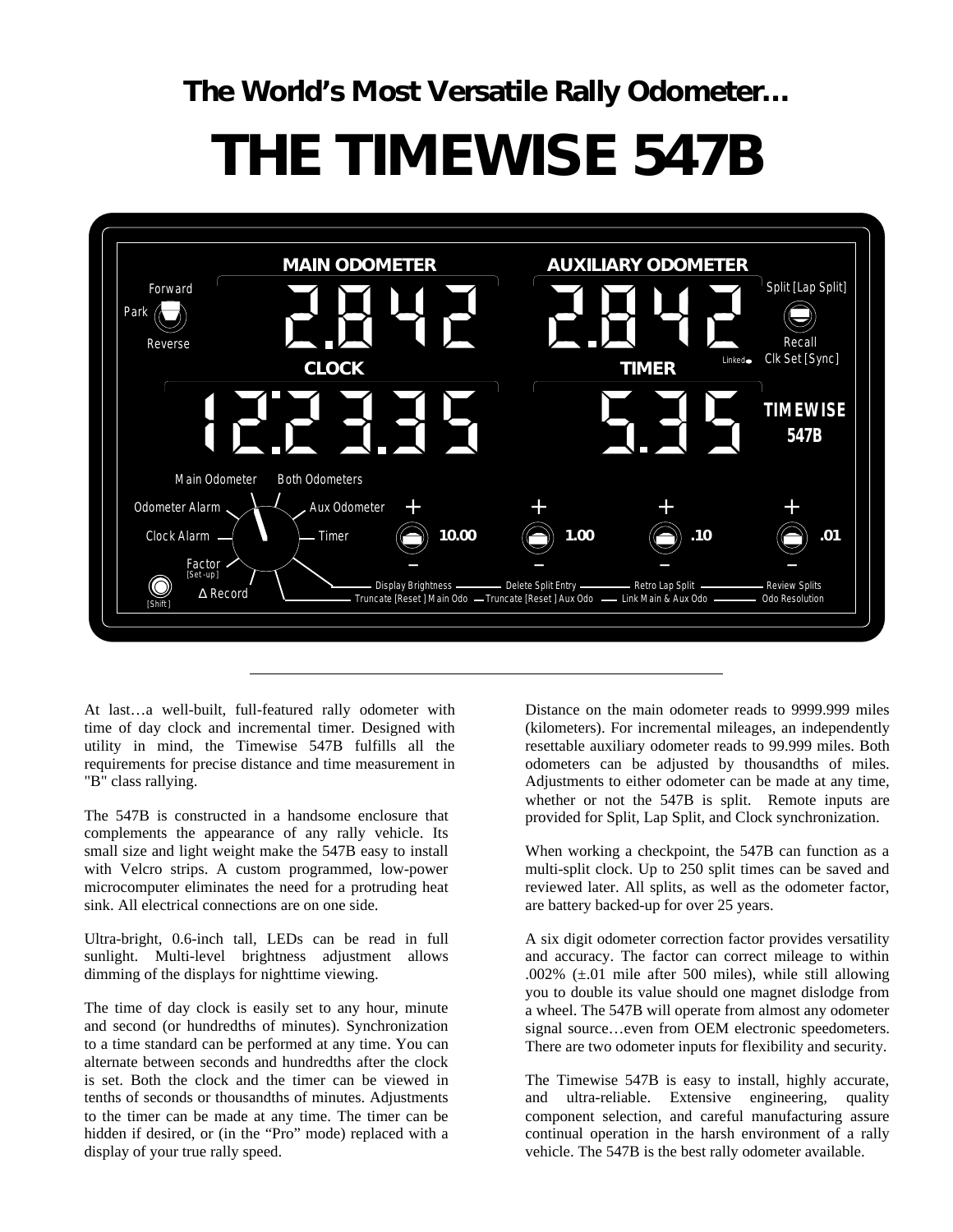## The World's Most Versatile Rally Odometer…

# THE TIMEWISE 547B

---

At last…a well-built, full-featured rally odometer with time of day clock and incremental timer. Designed with utility in mind, the Timewise 547B fulfills all the requirements for precise distance and time measurement in "B" class rallying.

The 547B is constructed in a handsome enclosure that complements the appearance of any rally vehicle. Its small size and light weight make the 547B easy to install with Velcro strips. A custom programmed, low-power microcomputer eliminates the need for a protruding heat sink. All electrical connections are on one side.

Ultra-bright, 0.6-inch tall, LEDs can be read in full sunlight. Multi-level brightness adjustment allows dimming of the displays for nighttime viewing.

The time of day clock is easily set to any hour, minute and second (or hundredths of minutes). Synchronization to a time standard can be performed at any time. You can alternate between seconds and hundredths after the clock is set. Both the clock and the timer can be viewed in tenths of seconds or thousandths of minutes. Adjustments to the timer can be made at any time. The timer can be hidden if desired, or (in the "Pro" mode) replaced with a display of your true rally speed.

Distance on the main odometer reads to 9999.999 miles (kilometers). For incremental mileages, an independently resettable auxiliary odometer reads to 99.999 miles. Both odometers can be adjusted by thousandths of miles. Adjustments to either odometer can be made at any time, whether or not the 547B is split. Remote inputs are provided for Split, Lap Split, and Clock synchronization.

When working a checkpoint, the 547B can function as a multi-split clock. Up to 250 split times can be saved and reviewed later. All splits, as well as the odometer factor, are battery backed-up for over 25 years.

A six digit odometer correction factor provides versatility and accuracy. The factor can correct mileage to within .002% (±.01 mile after 500 miles), while still allowing you to double its value should one magnet dislodge from a wheel. The 547B will operate from almost any odometer signal source…even from OEM electronic speedometers. There are two odometer inputs for flexibility and security.

The Timewise 547B is easy to install, highly accurate, and ultra-reliable. Extensive engineering, quality component selection, and careful manufacturing assure continual operation in the harsh environment of a rally vehicle. The 547B is the best rally odometer available.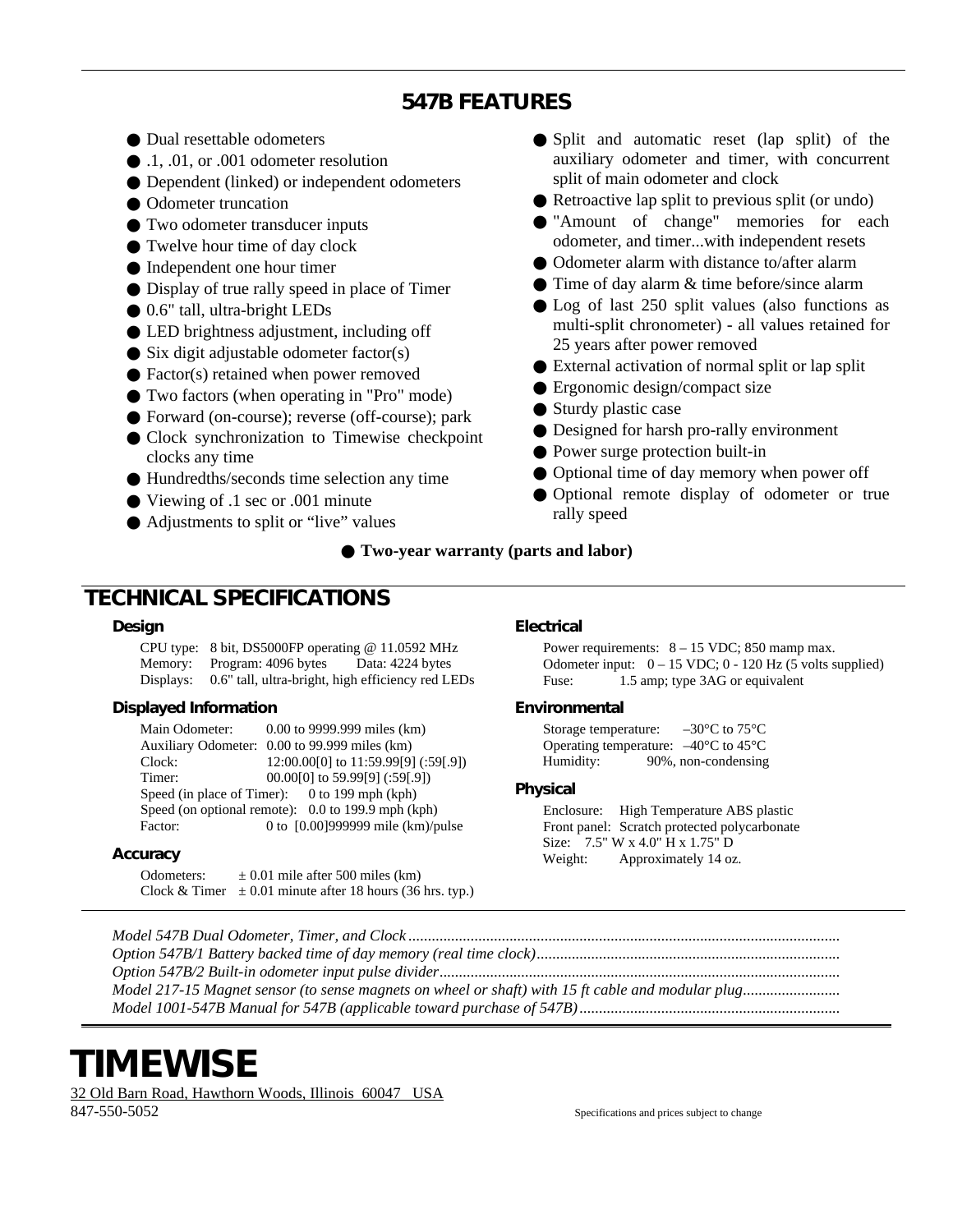## 547B FEATURES

- Dual resettable odometers
- .1, .01, or .001 odometer resolution
- Dependent (linked) or independent odometers
- Odometer truncation
- Two odometer transducer inputs
- Twelve hour time of day clock
- Independent one hour timer
- Display of true rally speed in place of Timer
- 0.6" tall, ultra-bright LEDs
- LED brightness adjustment, including off
- Six digit adjustable odometer factor(s)
- Factor(s) retained when power removed
- Two factors (when operating in "Pro" mode)
- Forward (on-course); reverse (off-course); park
- Clock synchronization to Timewise checkpoint clocks any time
- Hundredths/seconds time selection any time
- Viewing of .1 sec or .001 minute
- Adjustments to split or "live" values
- Split and automatic reset (lap split) of the auxiliary odometer and timer, with concurrent split of main odometer and clock
- Retroactive lap split to previous split (or undo)
- "Amount of change" memories for each odometer, and timer...with independent resets
- Odometer alarm with distance to/after alarm
- Time of day alarm & time before/since alarm
- Log of last 250 split values (also functions as multi-split chronometer) - all values retained for 25 years after power removed
- External activation of normal split or lap split
- Ergonomic design/compact size
- Sturdy plastic case
- Designed for harsh pro-rally environment
- Power surge protection built-in
- Optional time of day memory when power off
- Optional remote display of odometer or true rally speed

- **Two-year warranty (parts and labor)**

## TECHNICAL SPECIFICATIONS

### Design

CPU type: 8 bit, DS5000FP operating @ 11.0592 MHz
Memory: Program: 4096 bytes Data: 4224 bytes
Displays: 0.6" tall, ultra-bright, high efficiency red LEDs

### Displayed Information

Main Odometer: 0.00 to 9999.999 miles (km)
Auxiliary Odometer: 0.00 to 99.999 miles (km)
Clock: 12:00.00[0] to 11:59.99[9] (:59[.9])
Timer: 00.00[0] to 59.99[9] (:59[.9])
Speed (in place of Timer): 0 to 199 mph (kph)
Speed (on optional remote): 0.0 to 199.9 mph (kph)
Factor: 0 to [0.00]999999 mile (km)/pulse

### Accuracy

Odometers: ± 0.01 mile after 500 miles (km)
Clock & Timer ± 0.01 minute after 18 hours (36 hrs. typ.)

### Electrical

Power requirements: 8 – 15 VDC; 850 mamp max.
Odometer input: 0 – 15 VDC; 0 - 120 Hz (5 volts supplied)
Fuse: 1.5 amp; type 3AG or equivalent

### Environmental

Storage temperature: –30°C to 75°C
Operating temperature: –40°C to 45°C
Humidity: 90%, non-condensing

### Physical

Enclosure: High Temperature ABS plastic
Front panel: Scratch protected polycarbonate
Size: 7.5" W x 4.0" H x 1.75" D
Weight: Approximately 14 oz.

---

*Model 547B Dual Odometer, Timer, and Clock*.............................................................................................................
*Option 547B/1 Battery backed time of day memory (real time clock)*.............................................................................
*Option 547B/2 Built-in odometer input pulse divider*......................................................................................................
*Model 217-15 Magnet sensor (to sense magnets on wheel or shaft) with 15 ft cable and modular plug*.........................
*Model 1001-547B Manual for 547B (applicable toward purchase of 547B)*..................................................................

# TIMEWISE

32 Old Barn Road, Hawthorn Woods, Illinois 60047 USA
847-550-5052

Specifications and prices subject to change